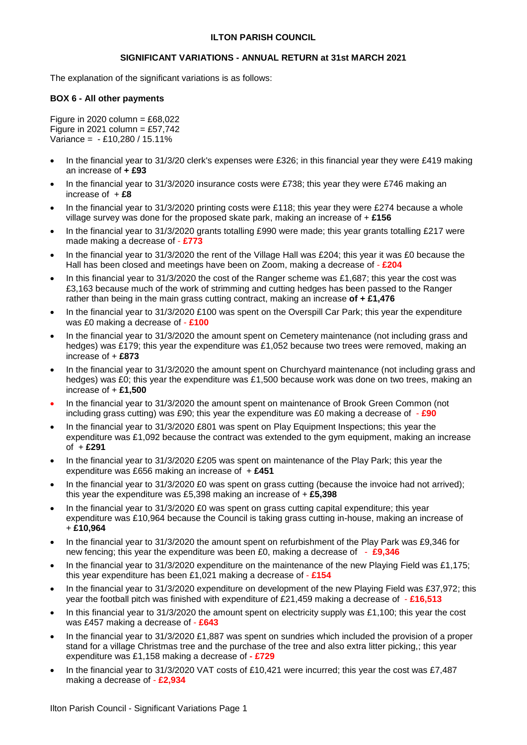**ILTON PARISH COUNCIL**

**SIGNIFICANT VARIATIONS - ANNUAL RETURN at 31st MARCH 2021**

The explanation of the significant variations is as follows:

**BOX 6 - All other payments**

Figure in 2020 column = £68,022
Figure in 2021 column = £57,742
Variance = - £10,280 / 15.11%

- In the financial year to 31/3/20 clerk's expenses were £326; in this financial year they were £419 making an increase of **+ £93**
- In the financial year to 31/3/2020 insurance costs were £738; this year they were £746 making an increase of + **£8**
- In the financial year to 31/3/2020 printing costs were £118; this year they were £274 because a whole village survey was done for the proposed skate park, making an increase of + **£156**
- In the financial year to 31/3/2020 grants totalling £990 were made; this year grants totalling £217 were made making a decrease of - **£773**
- In the financial year to 31/3/2020 the rent of the Village Hall was £204; this year it was £0 because the Hall has been closed and meetings have been on Zoom, making a decrease of - **£204**
- In this financial year to 31/3/2020 the cost of the Ranger scheme was £1,687; this year the cost was £3,163 because much of the work of strimming and cutting hedges has been passed to the Ranger rather than being in the main grass cutting contract, making an increase **of + £1,476**
- In the financial year to 31/3/2020 £100 was spent on the Overspill Car Park; this year the expenditure was £0 making a decrease of - **£100**
- In the financial year to 31/3/2020 the amount spent on Cemetery maintenance (not including grass and hedges) was £179; this year the expenditure was £1,052 because two trees were removed, making an increase of + **£873**
- In the financial year to 31/3/2020 the amount spent on Churchyard maintenance (not including grass and hedges) was £0; this year the expenditure was £1,500 because work was done on two trees, making an increase of + **£1,500**
- In the financial year to 31/3/2020 the amount spent on maintenance of Brook Green Common (not including grass cutting) was £90; this year the expenditure was £0 making a decrease of - **£90**
- In the financial year to 31/3/2020 £801 was spent on Play Equipment Inspections; this year the expenditure was £1,092 because the contract was extended to the gym equipment, making an increase of + **£291**
- In the financial year to 31/3/2020 £205 was spent on maintenance of the Play Park; this year the expenditure was £656 making an increase of + **£451**
- In the financial year to 31/3/2020 £0 was spent on grass cutting (because the invoice had not arrived); this year the expenditure was £5,398 making an increase of + **£5,398**
- In the financial year to 31/3/2020 £0 was spent on grass cutting capital expenditure; this year expenditure was £10,964 because the Council is taking grass cutting in-house, making an increase of + **£10,964**
- In the financial year to 31/3/2020 the amount spent on refurbishment of the Play Park was £9,346 for new fencing; this year the expenditure was been £0, making a decrease of - **£9,346**
- In the financial year to 31/3/2020 expenditure on the maintenance of the new Playing Field was £1,175; this year expenditure has been £1,021 making a decrease of - **£154**
- In the financial year to 31/3/2020 expenditure on development of the new Playing Field was £37,972; this year the football pitch was finished with expenditure of £21,459 making a decrease of - **£16,513**
- In this financial year to 31/3/2020 the amount spent on electricity supply was £1,100; this year the cost was £457 making a decrease of - **£643**
- In the financial year to 31/3/2020 £1,887 was spent on sundries which included the provision of a proper stand for a village Christmas tree and the purchase of the tree and also extra litter picking,; this year expenditure was £1,158 making a decrease of **- £729**
- In the financial year to 31/3/2020 VAT costs of £10,421 were incurred; this year the cost was £7,487 making a decrease of - **£2,934**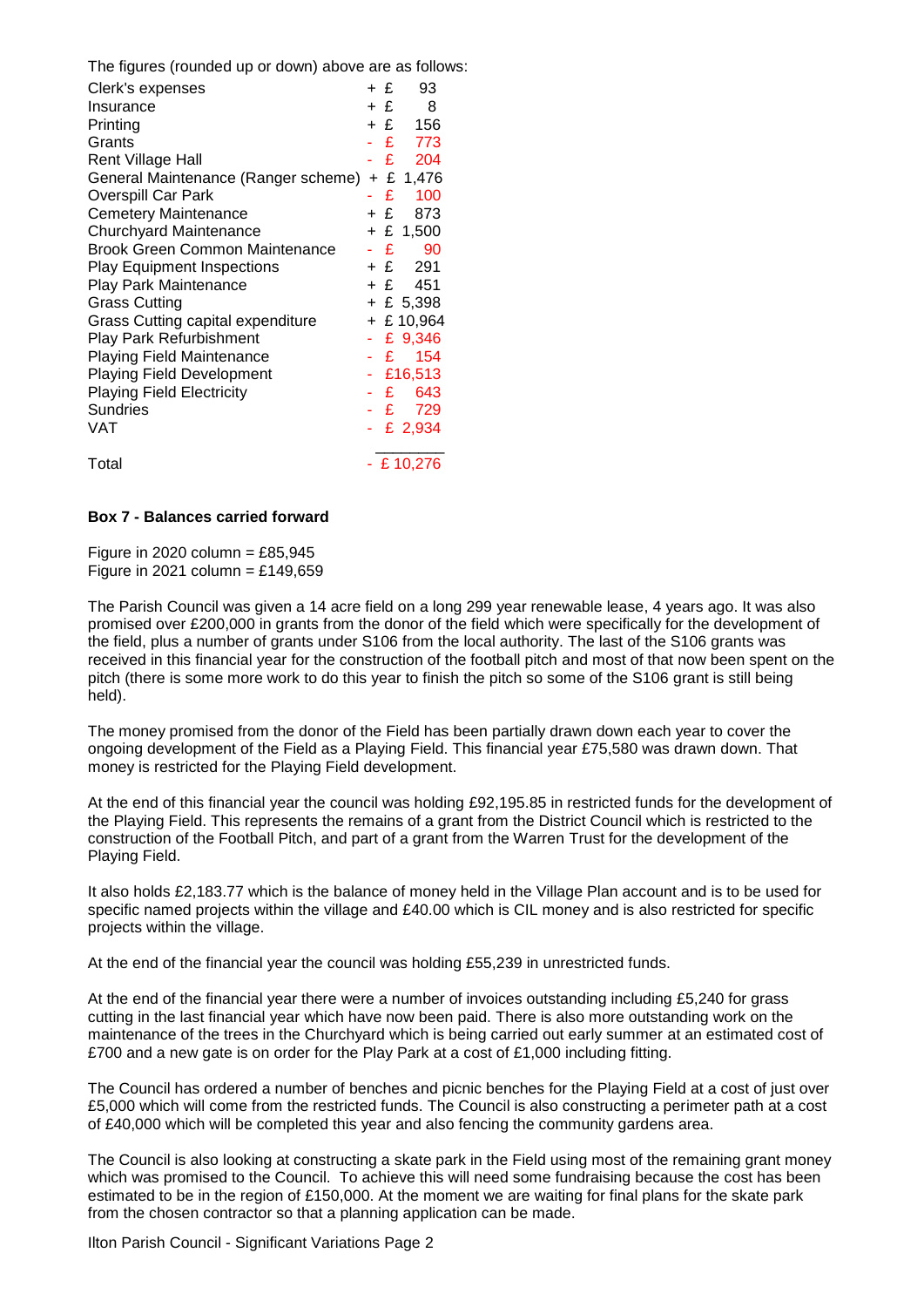The figures (rounded up or down) above are as follows:

| | |
|---|---|
| Clerk's expenses | + £ 93 |
| Insurance | + £ 8 |
| Printing | + £ 156 |
| Grants | - £ 773 |
| Rent Village Hall | - £ 204 |
| General Maintenance (Ranger scheme) | + £ 1,476 |
| Overspill Car Park | - £ 100 |
| Cemetery Maintenance | + £ 873 |
| Churchyard Maintenance | + £ 1,500 |
| Brook Green Common Maintenance | - £ 90 |
| Play Equipment Inspections | + £ 291 |
| Play Park Maintenance | + £ 451 |
| Grass Cutting | + £ 5,398 |
| Grass Cutting capital expenditure | + £ 10,964 |
| Play Park Refurbishment | - £ 9,346 |
| Playing Field Maintenance | - £ 154 |
| Playing Field Development | - £16,513 |
| Playing Field Electricity | - £ 643 |
| Sundries | - £ 729 |
| VAT | - £ 2,934 |
| Total | - £ 10,276 |

**Box 7 - Balances carried forward**

Figure in 2020 column = £85,945
Figure in 2021 column = £149,659

The Parish Council was given a 14 acre field on a long 299 year renewable lease, 4 years ago. It was also promised over £200,000 in grants from the donor of the field which were specifically for the development of the field, plus a number of grants under S106 from the local authority. The last of the S106 grants was received in this financial year for the construction of the football pitch and most of that now been spent on the pitch (there is some more work to do this year to finish the pitch so some of the S106 grant is still being held).

The money promised from the donor of the Field has been partially drawn down each year to cover the ongoing development of the Field as a Playing Field. This financial year £75,580 was drawn down. That money is restricted for the Playing Field development.

At the end of this financial year the council was holding £92,195.85 in restricted funds for the development of the Playing Field. This represents the remains of a grant from the District Council which is restricted to the construction of the Football Pitch, and part of a grant from the Warren Trust for the development of the Playing Field.

It also holds £2,183.77 which is the balance of money held in the Village Plan account and is to be used for specific named projects within the village and £40.00 which is CIL money and is also restricted for specific projects within the village.

At the end of the financial year the council was holding £55,239 in unrestricted funds.

At the end of the financial year there were a number of invoices outstanding including £5,240 for grass cutting in the last financial year which have now been paid. There is also more outstanding work on the maintenance of the trees in the Churchyard which is being carried out early summer at an estimated cost of £700 and a new gate is on order for the Play Park at a cost of £1,000 including fitting.

The Council has ordered a number of benches and picnic benches for the Playing Field at a cost of just over £5,000 which will come from the restricted funds. The Council is also constructing a perimeter path at a cost of £40,000 which will be completed this year and also fencing the community gardens area.

The Council is also looking at constructing a skate park in the Field using most of the remaining grant money which was promised to the Council. To achieve this will need some fundraising because the cost has been estimated to be in the region of £150,000. At the moment we are waiting for final plans for the skate park from the chosen contractor so that a planning application can be made.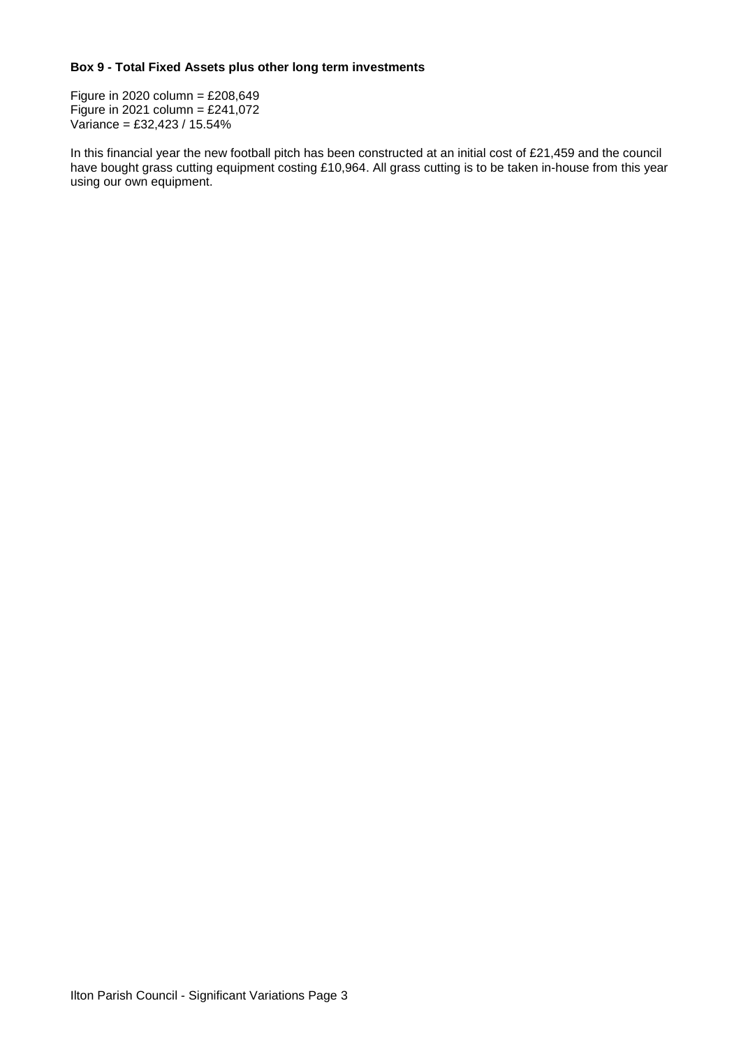**Box 9 - Total Fixed Assets plus other long term investments**

Figure in 2020 column = £208,649
Figure in 2021 column = £241,072
Variance = £32,423 / 15.54%

In this financial year the new football pitch has been constructed at an initial cost of £21,459 and the council have bought grass cutting equipment costing £10,964. All grass cutting is to be taken in-house from this year using our own equipment.